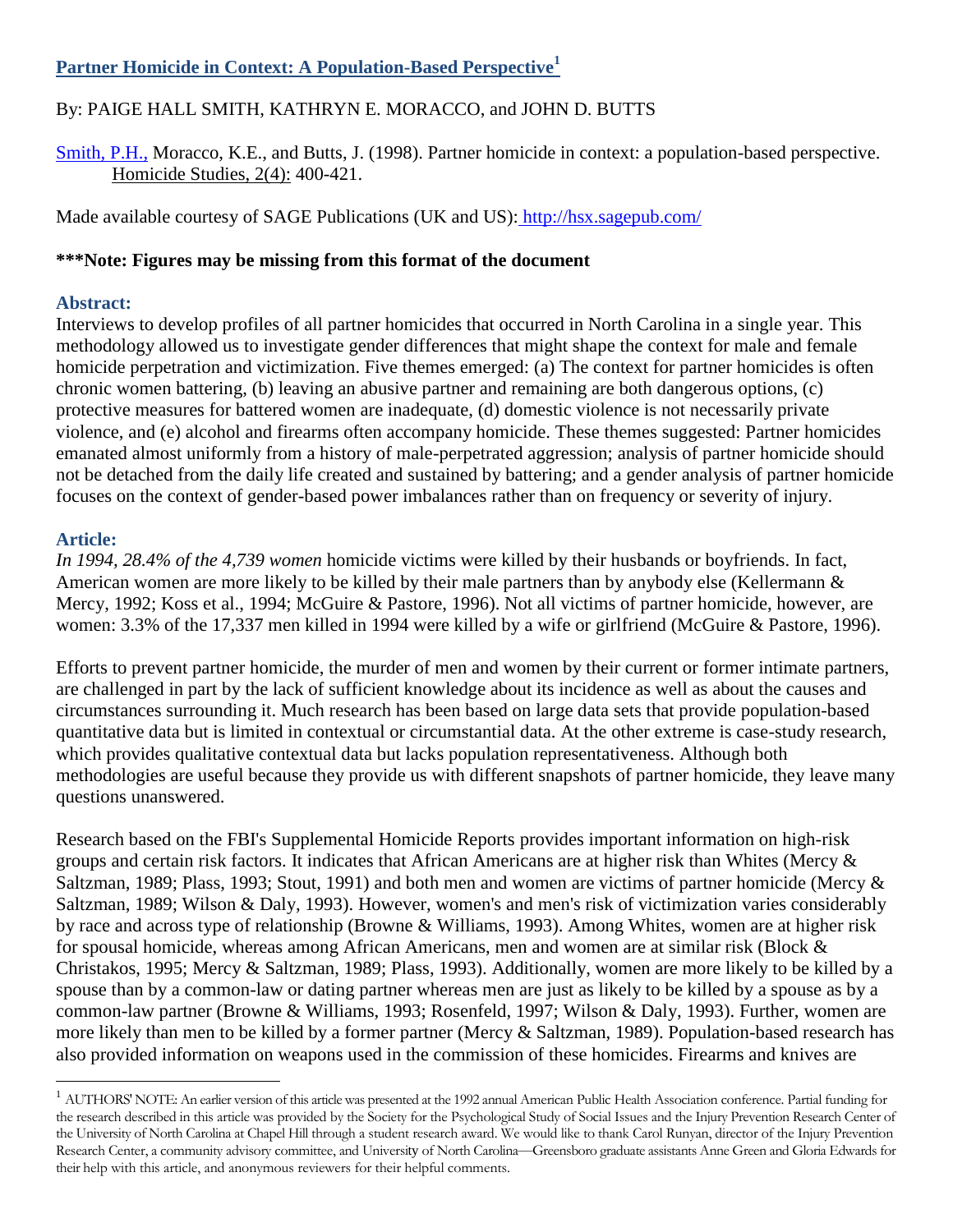# Partner Homicide in Context: A Population-Based Perspective[1]

By: PAIGE HALL SMITH, KATHRYN E. MORACCO, and JOHN D. BUTTS

Smith, P.H., Moracco, K.E., and Butts, J. (1998). Partner homicide in context: a population-based perspective. Homicide Studies, 2(4): 400-421.

Made available courtesy of SAGE Publications (UK and US): http://hsx.sagepub.com/

**\*\*\*Note: Figures may be missing from this format of the document**

## Abstract:

Interviews to develop profiles of all partner homicides that occurred in North Carolina in a single year. This methodology allowed us to investigate gender differences that might shape the context for male and female homicide perpetration and victimization. Five themes emerged: (a) The context for partner homicides is often chronic women battering, (b) leaving an abusive partner and remaining are both dangerous options, (c) protective measures for battered women are inadequate, (d) domestic violence is not necessarily private violence, and (e) alcohol and firearms often accompany homicide. These themes suggested: Partner homicides emanated almost uniformly from a history of male-perpetrated aggression; analysis of partner homicide should not be detached from the daily life created and sustained by battering; and a gender analysis of partner homicide focuses on the context of gender-based power imbalances rather than on frequency or severity of injury.

## Article:

*In 1994, 28.4% of the 4,739 women* homicide victims were killed by their husbands or boyfriends. In fact, American women are more likely to be killed by their male partners than by anybody else (Kellermann & Mercy, 1992; Koss et al., 1994; McGuire & Pastore, 1996). Not all victims of partner homicide, however, are women: 3.3% of the 17,337 men killed in 1994 were killed by a wife or girlfriend (McGuire & Pastore, 1996).

Efforts to prevent partner homicide, the murder of men and women by their current or former intimate partners, are challenged in part by the lack of sufficient knowledge about its incidence as well as about the causes and circumstances surrounding it. Much research has been based on large data sets that provide population-based quantitative data but is limited in contextual or circumstantial data. At the other extreme is case-study research, which provides qualitative contextual data but lacks population representativeness. Although both methodologies are useful because they provide us with different snapshots of partner homicide, they leave many questions unanswered.

Research based on the FBI's Supplemental Homicide Reports provides important information on high-risk groups and certain risk factors. It indicates that African Americans are at higher risk than Whites (Mercy & Saltzman, 1989; Plass, 1993; Stout, 1991) and both men and women are victims of partner homicide (Mercy & Saltzman, 1989; Wilson & Daly, 1993). However, women's and men's risk of victimization varies considerably by race and across type of relationship (Browne & Williams, 1993). Among Whites, women are at higher risk for spousal homicide, whereas among African Americans, men and women are at similar risk (Block & Christakos, 1995; Mercy & Saltzman, 1989; Plass, 1993). Additionally, women are more likely to be killed by a spouse than by a common-law or dating partner whereas men are just as likely to be killed by a spouse as by a common-law partner (Browne & Williams, 1993; Rosenfeld, 1997; Wilson & Daly, 1993). Further, women are more likely than men to be killed by a former partner (Mercy & Saltzman, 1989). Population-based research has also provided information on weapons used in the commission of these homicides. Firearms and knives are

[1] AUTHORS' NOTE: An earlier version of this article was presented at the 1992 annual American Public Health Association conference. Partial funding for the research described in this article was provided by the Society for the Psychological Study of Social Issues and the Injury Prevention Research Center of the University of North Carolina at Chapel Hill through a student research award. We would like to thank Carol Runyan, director of the Injury Prevention Research Center, a community advisory committee, and University of North Carolina—Greensboro graduate assistants Anne Green and Gloria Edwards for their help with this article, and anonymous reviewers for their helpful comments.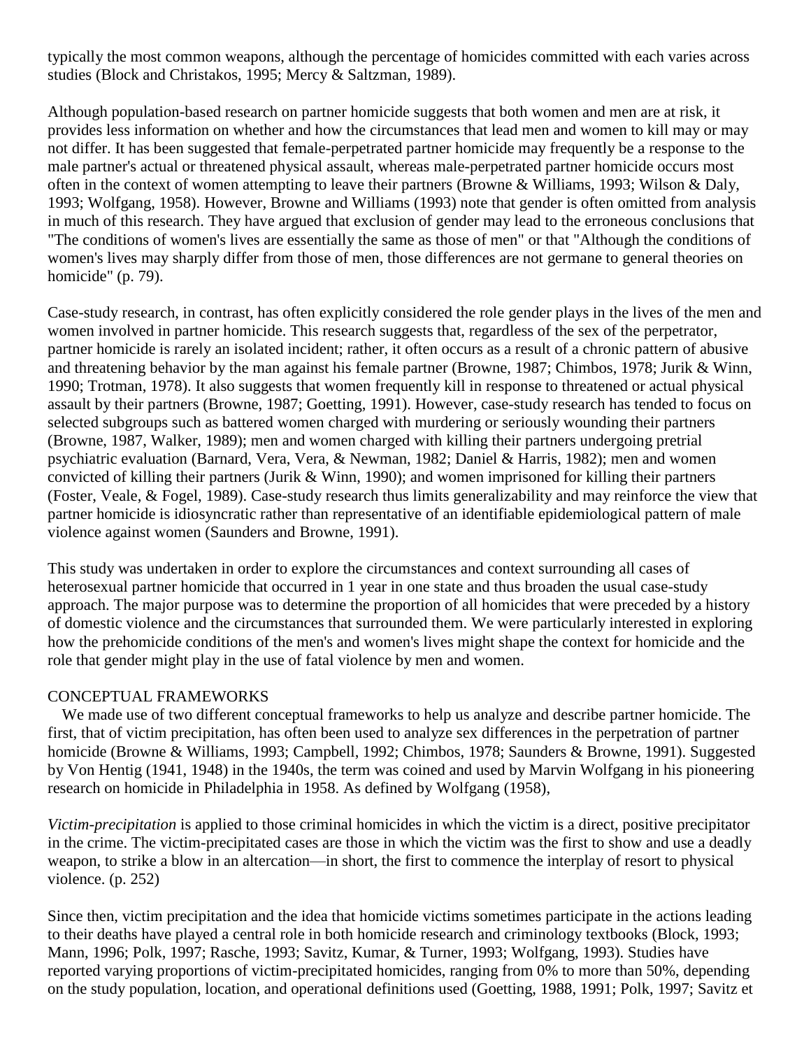typically the most common weapons, although the percentage of homicides committed with each varies across studies (Block and Christakos, 1995; Mercy & Saltzman, 1989).

Although population-based research on partner homicide suggests that both women and men are at risk, it provides less information on whether and how the circumstances that lead men and women to kill may or may not differ. It has been suggested that female-perpetrated partner homicide may frequently be a response to the male partner's actual or threatened physical assault, whereas male-perpetrated partner homicide occurs most often in the context of women attempting to leave their partners (Browne & Williams, 1993; Wilson & Daly, 1993; Wolfgang, 1958). However, Browne and Williams (1993) note that gender is often omitted from analysis in much of this research. They have argued that exclusion of gender may lead to the erroneous conclusions that "The conditions of women's lives are essentially the same as those of men" or that "Although the conditions of women's lives may sharply differ from those of men, those differences are not germane to general theories on homicide" (p. 79).

Case-study research, in contrast, has often explicitly considered the role gender plays in the lives of the men and women involved in partner homicide. This research suggests that, regardless of the sex of the perpetrator, partner homicide is rarely an isolated incident; rather, it often occurs as a result of a chronic pattern of abusive and threatening behavior by the man against his female partner (Browne, 1987; Chimbos, 1978; Jurik & Winn, 1990; Trotman, 1978). It also suggests that women frequently kill in response to threatened or actual physical assault by their partners (Browne, 1987; Goetting, 1991). However, case-study research has tended to focus on selected subgroups such as battered women charged with murdering or seriously wounding their partners (Browne, 1987, Walker, 1989); men and women charged with killing their partners undergoing pretrial psychiatric evaluation (Barnard, Vera, Vera, & Newman, 1982; Daniel & Harris, 1982); men and women convicted of killing their partners (Jurik & Winn, 1990); and women imprisoned for killing their partners (Foster, Veale, & Fogel, 1989). Case-study research thus limits generalizability and may reinforce the view that partner homicide is idiosyncratic rather than representative of an identifiable epidemiological pattern of male violence against women (Saunders and Browne, 1991).

This study was undertaken in order to explore the circumstances and context surrounding all cases of heterosexual partner homicide that occurred in 1 year in one state and thus broaden the usual case-study approach. The major purpose was to determine the proportion of all homicides that were preceded by a history of domestic violence and the circumstances that surrounded them. We were particularly interested in exploring how the prehomicide conditions of the men's and women's lives might shape the context for homicide and the role that gender might play in the use of fatal violence by men and women.

## CONCEPTUAL FRAMEWORKS

We made use of two different conceptual frameworks to help us analyze and describe partner homicide. The first, that of victim precipitation, has often been used to analyze sex differences in the perpetration of partner homicide (Browne & Williams, 1993; Campbell, 1992; Chimbos, 1978; Saunders & Browne, 1991). Suggested by Von Hentig (1941, 1948) in the 1940s, the term was coined and used by Marvin Wolfgang in his pioneering research on homicide in Philadelphia in 1958. As defined by Wolfgang (1958),

> *Victim-precipitation* is applied to those criminal homicides in which the victim is a direct, positive precipitator in the crime. The victim-precipitated cases are those in which the victim was the first to show and use a deadly weapon, to strike a blow in an altercation—in short, the first to commence the interplay of resort to physical violence. (p. 252)

Since then, victim precipitation and the idea that homicide victims sometimes participate in the actions leading to their deaths have played a central role in both homicide research and criminology textbooks (Block, 1993; Mann, 1996; Polk, 1997; Rasche, 1993; Savitz, Kumar, & Turner, 1993; Wolfgang, 1993). Studies have reported varying proportions of victim-precipitated homicides, ranging from 0% to more than 50%, depending on the study population, location, and operational definitions used (Goetting, 1988, 1991; Polk, 1997; Savitz et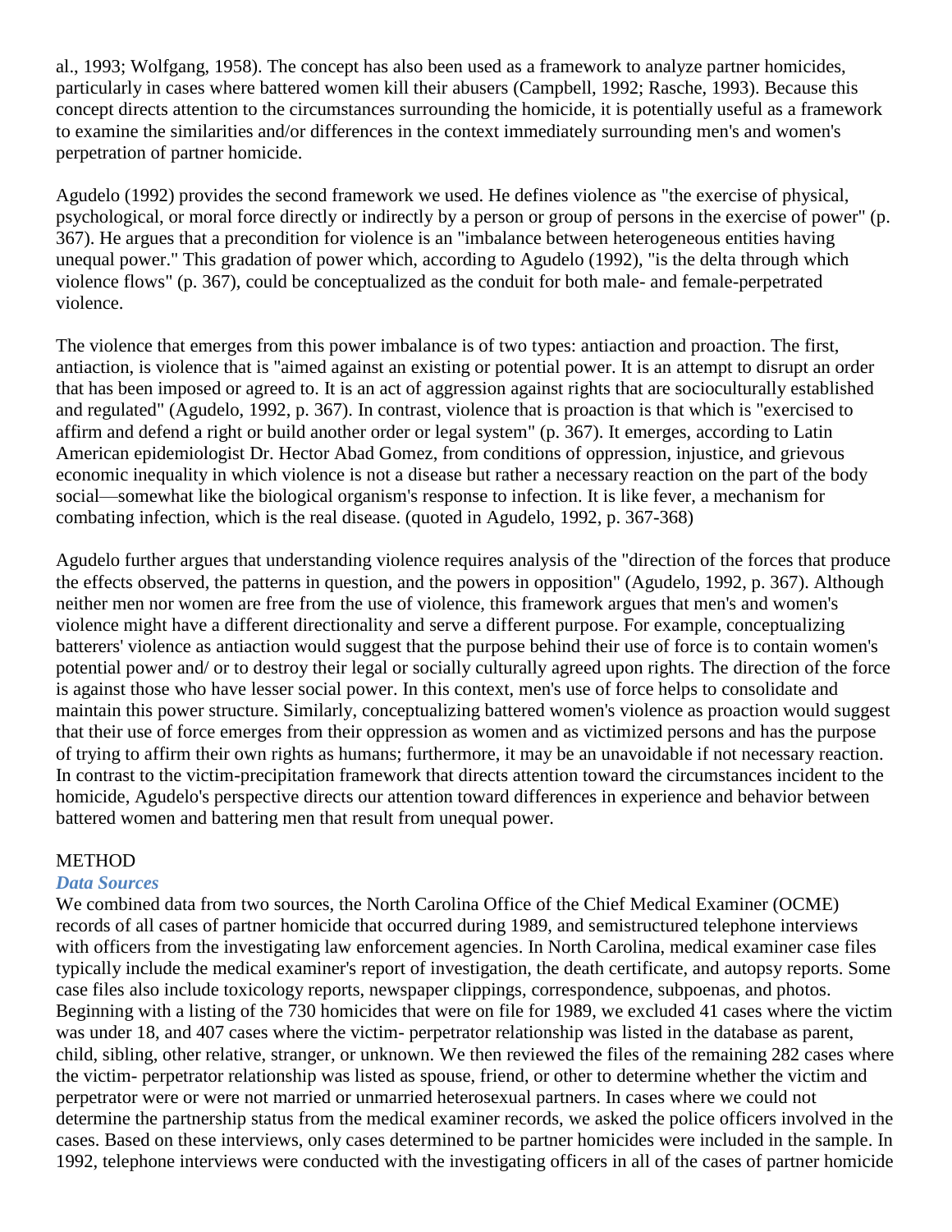al., 1993; Wolfgang, 1958). The concept has also been used as a framework to analyze partner homicides, particularly in cases where battered women kill their abusers (Campbell, 1992; Rasche, 1993). Because this concept directs attention to the circumstances surrounding the homicide, it is potentially useful as a framework to examine the similarities and/or differences in the context immediately surrounding men's and women's perpetration of partner homicide.

Agudelo (1992) provides the second framework we used. He defines violence as "the exercise of physical, psychological, or moral force directly or indirectly by a person or group of persons in the exercise of power" (p. 367). He argues that a precondition for violence is an "imbalance between heterogeneous entities having unequal power." This gradation of power which, according to Agudelo (1992), "is the delta through which violence flows" (p. 367), could be conceptualized as the conduit for both male- and female-perpetrated violence.

The violence that emerges from this power imbalance is of two types: antiaction and proaction. The first, antiaction, is violence that is "aimed against an existing or potential power. It is an attempt to disrupt an order that has been imposed or agreed to. It is an act of aggression against rights that are socioculturally established and regulated" (Agudelo, 1992, p. 367). In contrast, violence that is proaction is that which is "exercised to affirm and defend a right or build another order or legal system" (p. 367). It emerges, according to Latin American epidemiologist Dr. Hector Abad Gomez, from conditions of oppression, injustice, and grievous economic inequality in which violence is not a disease but rather a necessary reaction on the part of the body social—somewhat like the biological organism's response to infection. It is like fever, a mechanism for combating infection, which is the real disease. (quoted in Agudelo, 1992, p. 367-368)

Agudelo further argues that understanding violence requires analysis of the "direction of the forces that produce the effects observed, the patterns in question, and the powers in opposition" (Agudelo, 1992, p. 367). Although neither men nor women are free from the use of violence, this framework argues that men's and women's violence might have a different directionality and serve a different purpose. For example, conceptualizing batterers' violence as antiaction would suggest that the purpose behind their use of force is to contain women's potential power and/ or to destroy their legal or socially culturally agreed upon rights. The direction of the force is against those who have lesser social power. In this context, men's use of force helps to consolidate and maintain this power structure. Similarly, conceptualizing battered women's violence as proaction would suggest that their use of force emerges from their oppression as women and as victimized persons and has the purpose of trying to affirm their own rights as humans; furthermore, it may be an unavoidable if not necessary reaction. In contrast to the victim-precipitation framework that directs attention toward the circumstances incident to the homicide, Agudelo's perspective directs our attention toward differences in experience and behavior between battered women and battering men that result from unequal power.

## METHOD

### *Data Sources*

We combined data from two sources, the North Carolina Office of the Chief Medical Examiner (OCME) records of all cases of partner homicide that occurred during 1989, and semistructured telephone interviews with officers from the investigating law enforcement agencies. In North Carolina, medical examiner case files typically include the medical examiner's report of investigation, the death certificate, and autopsy reports. Some case files also include toxicology reports, newspaper clippings, correspondence, subpoenas, and photos. Beginning with a listing of the 730 homicides that were on file for 1989, we excluded 41 cases where the victim was under 18, and 407 cases where the victim- perpetrator relationship was listed in the database as parent, child, sibling, other relative, stranger, or unknown. We then reviewed the files of the remaining 282 cases where the victim- perpetrator relationship was listed as spouse, friend, or other to determine whether the victim and perpetrator were or were not married or unmarried heterosexual partners. In cases where we could not determine the partnership status from the medical examiner records, we asked the police officers involved in the cases. Based on these interviews, only cases determined to be partner homicides were included in the sample. In 1992, telephone interviews were conducted with the investigating officers in all of the cases of partner homicide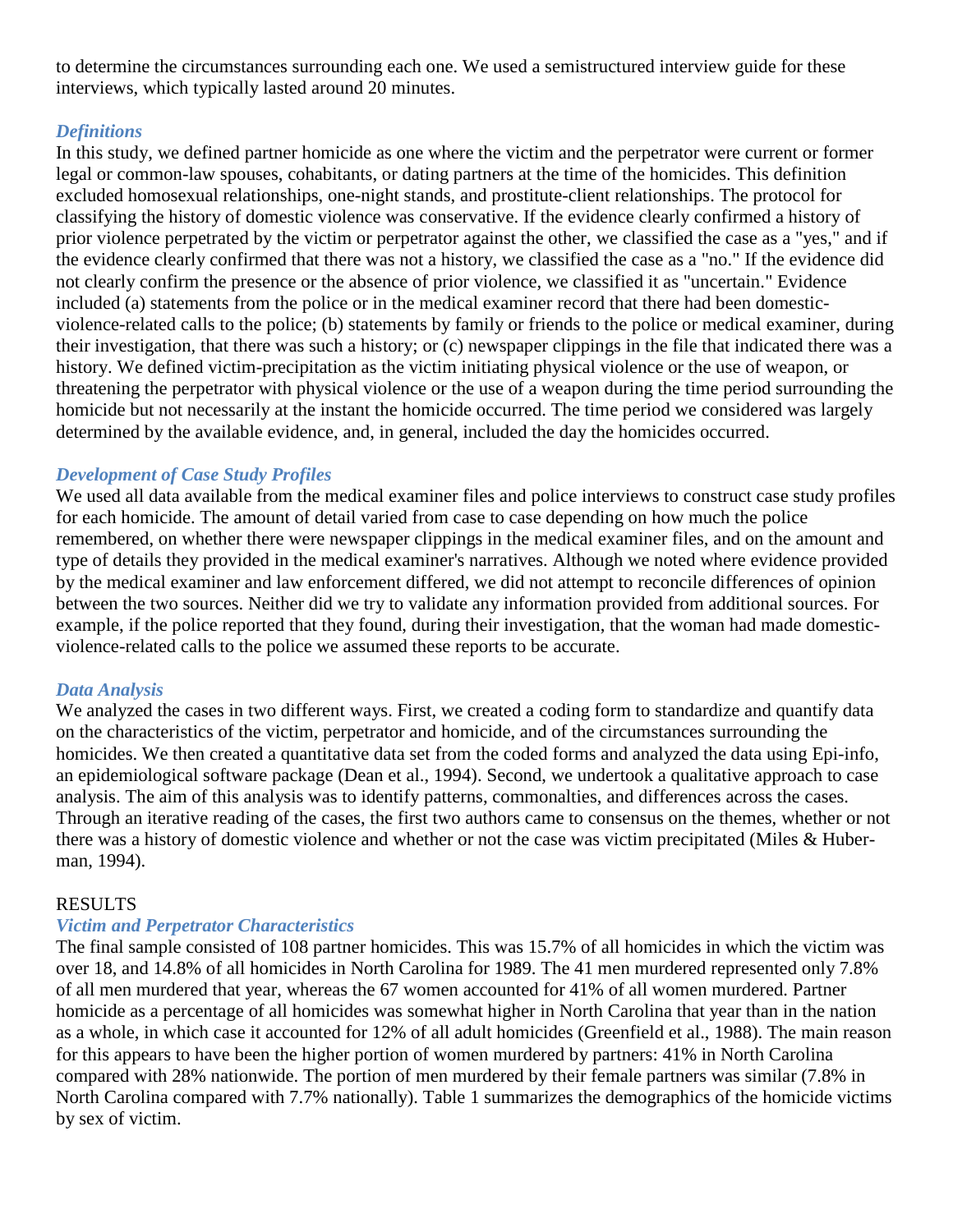to determine the circumstances surrounding each one. We used a semistructured interview guide for these interviews, which typically lasted around 20 minutes.

### *Definitions*

In this study, we defined partner homicide as one where the victim and the perpetrator were current or former legal or common-law spouses, cohabitants, or dating partners at the time of the homicides. This definition excluded homosexual relationships, one-night stands, and prostitute-client relationships. The protocol for classifying the history of domestic violence was conservative. If the evidence clearly confirmed a history of prior violence perpetrated by the victim or perpetrator against the other, we classified the case as a "yes," and if the evidence clearly confirmed that there was not a history, we classified the case as a "no." If the evidence did not clearly confirm the presence or the absence of prior violence, we classified it as "uncertain." Evidence included (a) statements from the police or in the medical examiner record that there had been domestic-violence-related calls to the police; (b) statements by family or friends to the police or medical examiner, during their investigation, that there was such a history; or (c) newspaper clippings in the file that indicated there was a history. We defined victim-precipitation as the victim initiating physical violence or the use of weapon, or threatening the perpetrator with physical violence or the use of a weapon during the time period surrounding the homicide but not necessarily at the instant the homicide occurred. The time period we considered was largely determined by the available evidence, and, in general, included the day the homicides occurred.

### *Development of Case Study Profiles*

We used all data available from the medical examiner files and police interviews to construct case study profiles for each homicide. The amount of detail varied from case to case depending on how much the police remembered, on whether there were newspaper clippings in the medical examiner files, and on the amount and type of details they provided in the medical examiner's narratives. Although we noted where evidence provided by the medical examiner and law enforcement differed, we did not attempt to reconcile differences of opinion between the two sources. Neither did we try to validate any information provided from additional sources. For example, if the police reported that they found, during their investigation, that the woman had made domestic-violence-related calls to the police we assumed these reports to be accurate.

### *Data Analysis*

We analyzed the cases in two different ways. First, we created a coding form to standardize and quantify data on the characteristics of the victim, perpetrator and homicide, and of the circumstances surrounding the homicides. We then created a quantitative data set from the coded forms and analyzed the data using Epi-info, an epidemiological software package (Dean et al., 1994). Second, we undertook a qualitative approach to case analysis. The aim of this analysis was to identify patterns, commonalties, and differences across the cases. Through an iterative reading of the cases, the first two authors came to consensus on the themes, whether or not there was a history of domestic violence and whether or not the case was victim precipitated (Miles & Huberman, 1994).

## RESULTS

### *Victim and Perpetrator Characteristics*

The final sample consisted of 108 partner homicides. This was 15.7% of all homicides in which the victim was over 18, and 14.8% of all homicides in North Carolina for 1989. The 41 men murdered represented only 7.8% of all men murdered that year, whereas the 67 women accounted for 41% of all women murdered. Partner homicide as a percentage of all homicides was somewhat higher in North Carolina that year than in the nation as a whole, in which case it accounted for 12% of all adult homicides (Greenfield et al., 1988). The main reason for this appears to have been the higher portion of women murdered by partners: 41% in North Carolina compared with 28% nationwide. The portion of men murdered by their female partners was similar (7.8% in North Carolina compared with 7.7% nationally). Table 1 summarizes the demographics of the homicide victims by sex of victim.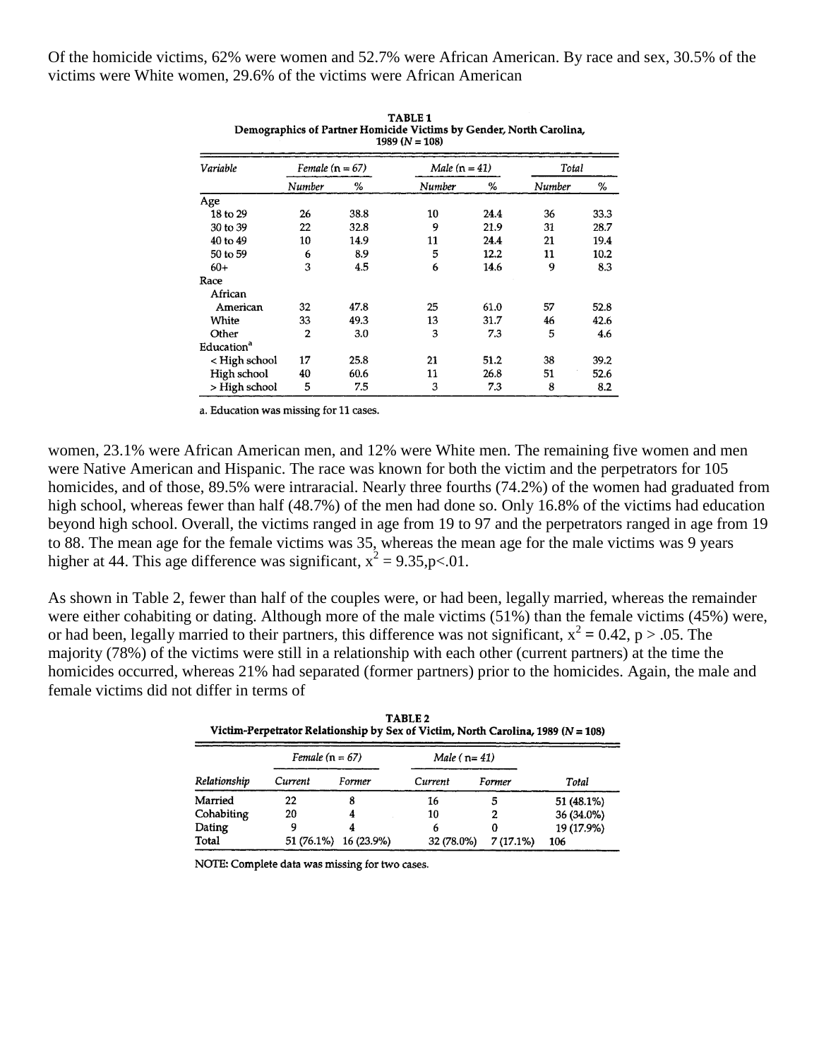Of the homicide victims, 62% were women and 52.7% were African American. By race and sex, 30.5% of the victims were White women, 29.6% of the victims were African American

**TABLE 1**
**Demographics of Partner Homicide Victims by Gender, North Carolina, 1989 (N = 108)**

| Variable | Female (n = 67) | | Male (n = 41) | | Total | |
|---|---|---|---|---|---|---|
| | Number | % | Number | % | Number | % |
| Age | | | | | | |
| 18 to 29 | 26 | 38.8 | 10 | 24.4 | 36 | 33.3 |
| 30 to 39 | 22 | 32.8 | 9 | 21.9 | 31 | 28.7 |
| 40 to 49 | 10 | 14.9 | 11 | 24.4 | 21 | 19.4 |
| 50 to 59 | 6 | 8.9 | 5 | 12.2 | 11 | 10.2 |
| 60+ | 3 | 4.5 | 6 | 14.6 | 9 | 8.3 |
| Race | | | | | | |
| African American | 32 | 47.8 | 25 | 61.0 | 57 | 52.8 |
| White | 33 | 49.3 | 13 | 31.7 | 46 | 42.6 |
| Other | 2 | 3.0 | 3 | 7.3 | 5 | 4.6 |
| Education[a] | | | | | | |
| < High school | 17 | 25.8 | 21 | 51.2 | 38 | 39.2 |
| High school | 40 | 60.6 | 11 | 26.8 | 51 | 52.6 |
| > High school | 5 | 7.5 | 3 | 7.3 | 8 | 8.2 |

a. Education was missing for 11 cases.

women, 23.1% were African American men, and 12% were White men. The remaining five women and men were Native American and Hispanic. The race was known for both the victim and the perpetrators for 105 homicides, and of those, 89.5% were intraracial. Nearly three fourths (74.2%) of the women had graduated from high school, whereas fewer than half (48.7%) of the men had done so. Only 16.8% of the victims had education beyond high school. Overall, the victims ranged in age from 19 to 97 and the perpetrators ranged in age from 19 to 88. The mean age for the female victims was 35, whereas the mean age for the male victims was 9 years higher at 44. This age difference was significant, $x^2 = 9.35, p<.01$.

As shown in Table 2, fewer than half of the couples were, or had been, legally married, whereas the remainder were either cohabiting or dating. Although more of the male victims (51%) than the female victims (45%) were, or had been, legally married to their partners, this difference was not significant, $x^2 = 0.42$, $p > .05$. The majority (78%) of the victims were still in a relationship with each other (current partners) at the time the homicides occurred, whereas 21% had separated (former partners) prior to the homicides. Again, the male and female victims did not differ in terms of

**TABLE 2**
**Victim-Perpetrator Relationship by Sex of Victim, North Carolina, 1989 (N = 108)**

| | Female (n = 67) | | Male ( n= 41) | | |
|---|---|---|---|---|---|
| Relationship | Current | Former | Current | Former | Total |
| Married | 22 | 8 | 16 | 5 | 51 (48.1%) |
| Cohabiting | 20 | 4 | 10 | 2 | 36 (34.0%) |
| Dating | 9 | 4 | 6 | 0 | 19 (17.9%) |
| Total | 51 (76.1%) | 16 (23.9%) | 32 (78.0%) | 7 (17.1%) | 106 |

NOTE: Complete data was missing for two cases.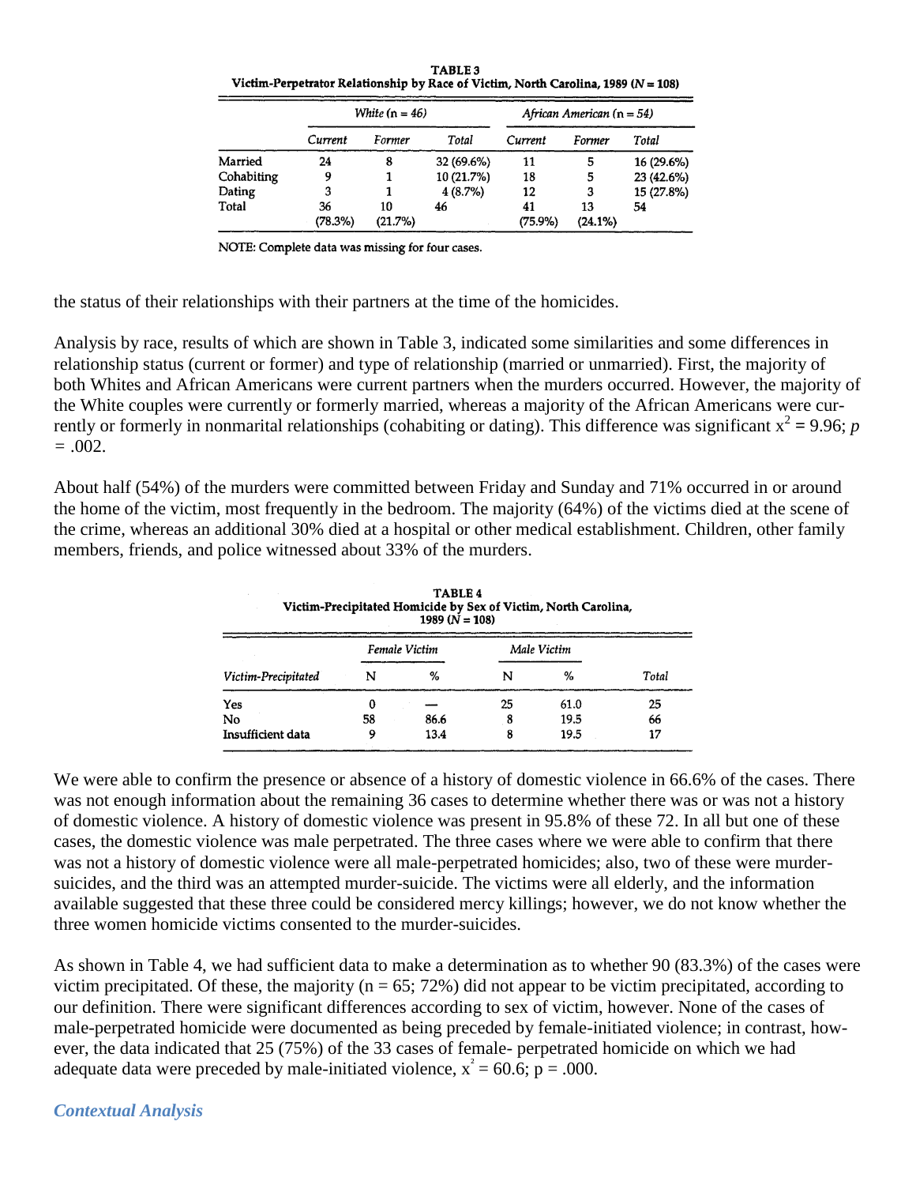**TABLE 3**
**Victim-Perpetrator Relationship by Race of Victim, North Carolina, 1989 ($N = 108$)**

| | *White* (n = 46) | | | *African American* (n = 54) | | |
|---|---|---|---|---|---|---|
| | *Current* | *Former* | *Total* | *Current* | *Former* | *Total* |
| Married | 24 | 8 | 32 (69.6%) | 11 | 5 | 16 (29.6%) |
| Cohabiting | 9 | 1 | 10 (21.7%) | 18 | 5 | 23 (42.6%) |
| Dating | 3 | 1 | 4 (8.7%) | 12 | 3 | 15 (27.8%) |
| Total | 36 (78.3%) | 10 (21.7%) | 46 | 41 (75.9%) | 13 (24.1%) | 54 |

NOTE: Complete data was missing for four cases.

the status of their relationships with their partners at the time of the homicides.

Analysis by race, results of which are shown in Table 3, indicated some similarities and some differences in relationship status (current or former) and type of relationship (married or unmarried). First, the majority of both Whites and African Americans were current partners when the murders occurred. However, the majority of the White couples were currently or formerly married, whereas a majority of the African Americans were currently or formerly in nonmarital relationships (cohabiting or dating). This difference was significant $x^2 = 9.96$; $p = .002$.

About half (54%) of the murders were committed between Friday and Sunday and 71% occurred in or around the home of the victim, most frequently in the bedroom. The majority (64%) of the victims died at the scene of the crime, whereas an additional 30% died at a hospital or other medical establishment. Children, other family members, friends, and police witnessed about 33% of the murders.

**TABLE 4**
**Victim-Precipitated Homicide by Sex of Victim, North Carolina, 1989 ($N = 108$)**

| | *Female Victim* | | *Male Victim* | | |
|---|---|---|---|---|---|
| *Victim-Precipitated* | N | % | N | % | *Total* |
| Yes | 0 | — | 25 | 61.0 | 25 |
| No | 58 | 86.6 | 8 | 19.5 | 66 |
| Insufficient data | 9 | 13.4 | 8 | 19.5 | 17 |

We were able to confirm the presence or absence of a history of domestic violence in 66.6% of the cases. There was not enough information about the remaining 36 cases to determine whether there was or was not a history of domestic violence. A history of domestic violence was present in 95.8% of these 72. In all but one of these cases, the domestic violence was male perpetrated. The three cases where we were able to confirm that there was not a history of domestic violence were all male-perpetrated homicides; also, two of these were murder-suicides, and the third was an attempted murder-suicide. The victims were all elderly, and the information available suggested that these three could be considered mercy killings; however, we do not know whether the three women homicide victims consented to the murder-suicides.

As shown in Table 4, we had sufficient data to make a determination as to whether 90 (83.3%) of the cases were victim precipitated. Of these, the majority (n = 65; 72%) did not appear to be victim precipitated, according to our definition. There were significant differences according to sex of victim, however. None of the cases of male-perpetrated homicide were documented as being preceded by female-initiated violence; in contrast, however, the data indicated that 25 (75%) of the 33 cases of female- perpetrated homicide on which we had adequate data were preceded by male-initiated violence, $x^2 = 60.6$; $p = .000$.

### *Contextual Analysis*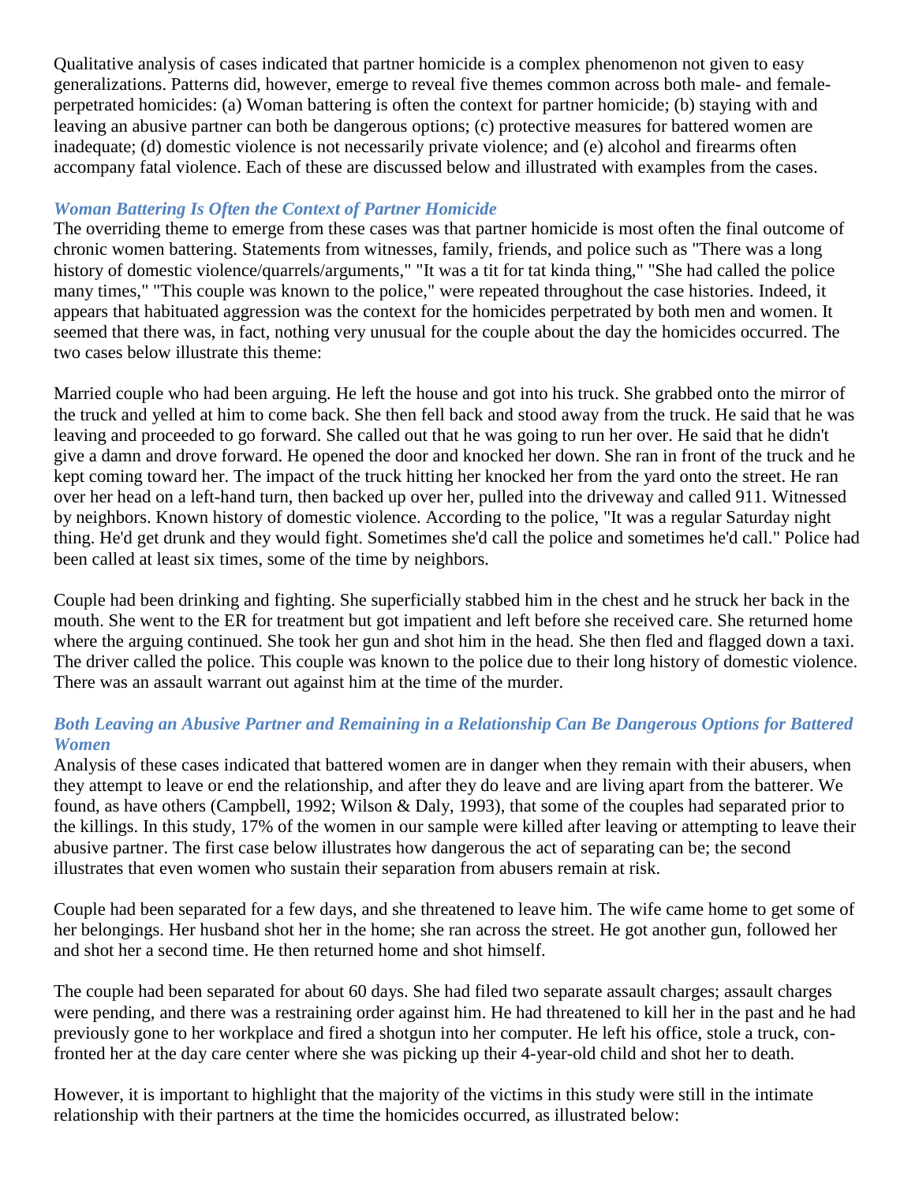Qualitative analysis of cases indicated that partner homicide is a complex phenomenon not given to easy generalizations. Patterns did, however, emerge to reveal five themes common across both male- and female-perpetrated homicides: (a) Woman battering is often the context for partner homicide; (b) staying with and leaving an abusive partner can both be dangerous options; (c) protective measures for battered women are inadequate; (d) domestic violence is not necessarily private violence; and (e) alcohol and firearms often accompany fatal violence. Each of these are discussed below and illustrated with examples from the cases.

### *Woman Battering Is Often the Context of Partner Homicide*

The overriding theme to emerge from these cases was that partner homicide is most often the final outcome of chronic women battering. Statements from witnesses, family, friends, and police such as "There was a long history of domestic violence/quarrels/arguments," "It was a tit for tat kinda thing," "She had called the police many times," "This couple was known to the police," were repeated throughout the case histories. Indeed, it appears that habituated aggression was the context for the homicides perpetrated by both men and women. It seemed that there was, in fact, nothing very unusual for the couple about the day the homicides occurred. The two cases below illustrate this theme:

Married couple who had been arguing. He left the house and got into his truck. She grabbed onto the mirror of the truck and yelled at him to come back. She then fell back and stood away from the truck. He said that he was leaving and proceeded to go forward. She called out that he was going to run her over. He said that he didn't give a damn and drove forward. He opened the door and knocked her down. She ran in front of the truck and he kept coming toward her. The impact of the truck hitting her knocked her from the yard onto the street. He ran over her head on a left-hand turn, then backed up over her, pulled into the driveway and called 911. Witnessed by neighbors. Known history of domestic violence. According to the police, "It was a regular Saturday night thing. He'd get drunk and they would fight. Sometimes she'd call the police and sometimes he'd call." Police had been called at least six times, some of the time by neighbors.

Couple had been drinking and fighting. She superficially stabbed him in the chest and he struck her back in the mouth. She went to the ER for treatment but got impatient and left before she received care. She returned home where the arguing continued. She took her gun and shot him in the head. She then fled and flagged down a taxi. The driver called the police. This couple was known to the police due to their long history of domestic violence. There was an assault warrant out against him at the time of the murder.

### *Both Leaving an Abusive Partner and Remaining in a Relationship Can Be Dangerous Options for Battered Women*

Analysis of these cases indicated that battered women are in danger when they remain with their abusers, when they attempt to leave or end the relationship, and after they do leave and are living apart from the batterer. We found, as have others (Campbell, 1992; Wilson & Daly, 1993), that some of the couples had separated prior to the killings. In this study, 17% of the women in our sample were killed after leaving or attempting to leave their abusive partner. The first case below illustrates how dangerous the act of separating can be; the second illustrates that even women who sustain their separation from abusers remain at risk.

Couple had been separated for a few days, and she threatened to leave him. The wife came home to get some of her belongings. Her husband shot her in the home; she ran across the street. He got another gun, followed her and shot her a second time. He then returned home and shot himself.

The couple had been separated for about 60 days. She had filed two separate assault charges; assault charges were pending, and there was a restraining order against him. He had threatened to kill her in the past and he had previously gone to her workplace and fired a shotgun into her computer. He left his office, stole a truck, confronted her at the day care center where she was picking up their 4-year-old child and shot her to death.

However, it is important to highlight that the majority of the victims in this study were still in the intimate relationship with their partners at the time the homicides occurred, as illustrated below: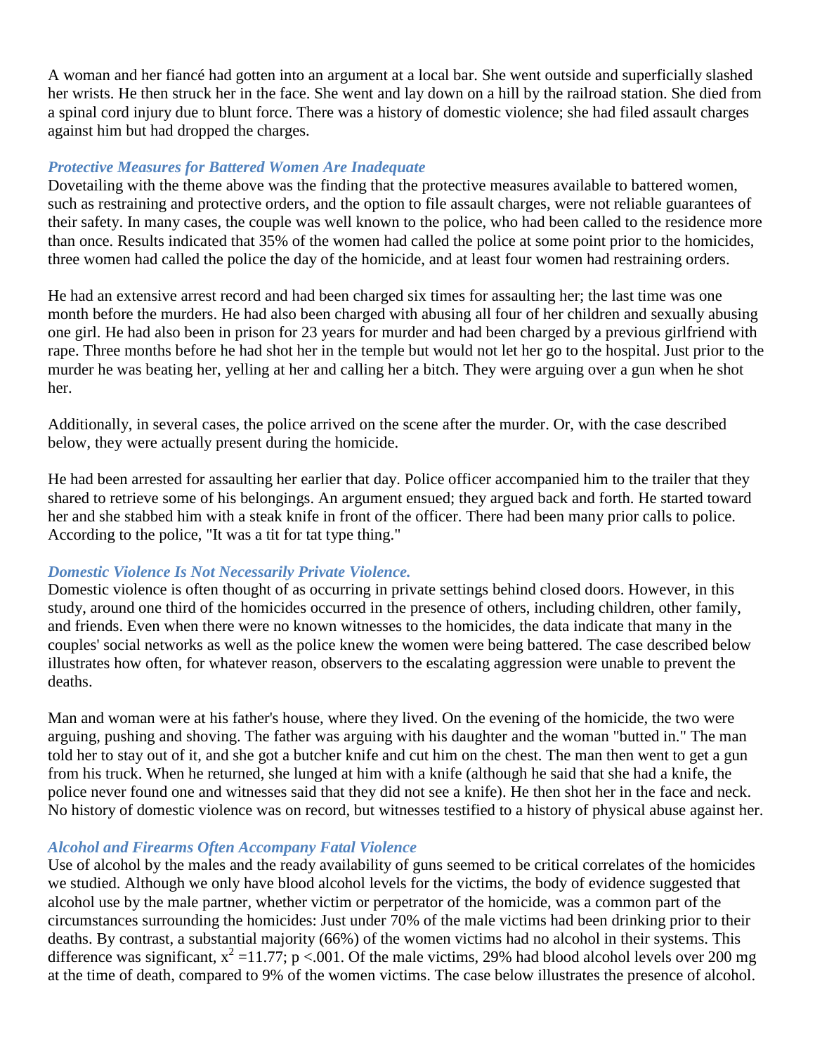A woman and her fiancé had gotten into an argument at a local bar. She went outside and superficially slashed her wrists. He then struck her in the face. She went and lay down on a hill by the railroad station. She died from a spinal cord injury due to blunt force. There was a history of domestic violence; she had filed assault charges against him but had dropped the charges.

### *Protective Measures for Battered Women Are Inadequate*

Dovetailing with the theme above was the finding that the protective measures available to battered women, such as restraining and protective orders, and the option to file assault charges, were not reliable guarantees of their safety. In many cases, the couple was well known to the police, who had been called to the residence more than once. Results indicated that 35% of the women had called the police at some point prior to the homicides, three women had called the police the day of the homicide, and at least four women had restraining orders.

He had an extensive arrest record and had been charged six times for assaulting her; the last time was one month before the murders. He had also been charged with abusing all four of her children and sexually abusing one girl. He had also been in prison for 23 years for murder and had been charged by a previous girlfriend with rape. Three months before he had shot her in the temple but would not let her go to the hospital. Just prior to the murder he was beating her, yelling at her and calling her a bitch. They were arguing over a gun when he shot her.

Additionally, in several cases, the police arrived on the scene after the murder. Or, with the case described below, they were actually present during the homicide.

He had been arrested for assaulting her earlier that day. Police officer accompanied him to the trailer that they shared to retrieve some of his belongings. An argument ensued; they argued back and forth. He started toward her and she stabbed him with a steak knife in front of the officer. There had been many prior calls to police. According to the police, "It was a tit for tat type thing."

### *Domestic Violence Is Not Necessarily Private Violence.*

Domestic violence is often thought of as occurring in private settings behind closed doors. However, in this study, around one third of the homicides occurred in the presence of others, including children, other family, and friends. Even when there were no known witnesses to the homicides, the data indicate that many in the couples' social networks as well as the police knew the women were being battered. The case described below illustrates how often, for whatever reason, observers to the escalating aggression were unable to prevent the deaths.

Man and woman were at his father's house, where they lived. On the evening of the homicide, the two were arguing, pushing and shoving. The father was arguing with his daughter and the woman "butted in." The man told her to stay out of it, and she got a butcher knife and cut him on the chest. The man then went to get a gun from his truck. When he returned, she lunged at him with a knife (although he said that she had a knife, the police never found one and witnesses said that they did not see a knife). He then shot her in the face and neck. No history of domestic violence was on record, but witnesses testified to a history of physical abuse against her.

### *Alcohol and Firearms Often Accompany Fatal Violence*

Use of alcohol by the males and the ready availability of guns seemed to be critical correlates of the homicides we studied. Although we only have blood alcohol levels for the victims, the body of evidence suggested that alcohol use by the male partner, whether victim or perpetrator of the homicide, was a common part of the circumstances surrounding the homicides: Just under 70% of the male victims had been drinking prior to their deaths. By contrast, a substantial majority (66%) of the women victims had no alcohol in their systems. This difference was significant, $x^2 = 11.77$; $p < .001$. Of the male victims, 29% had blood alcohol levels over 200 mg at the time of death, compared to 9% of the women victims. The case below illustrates the presence of alcohol.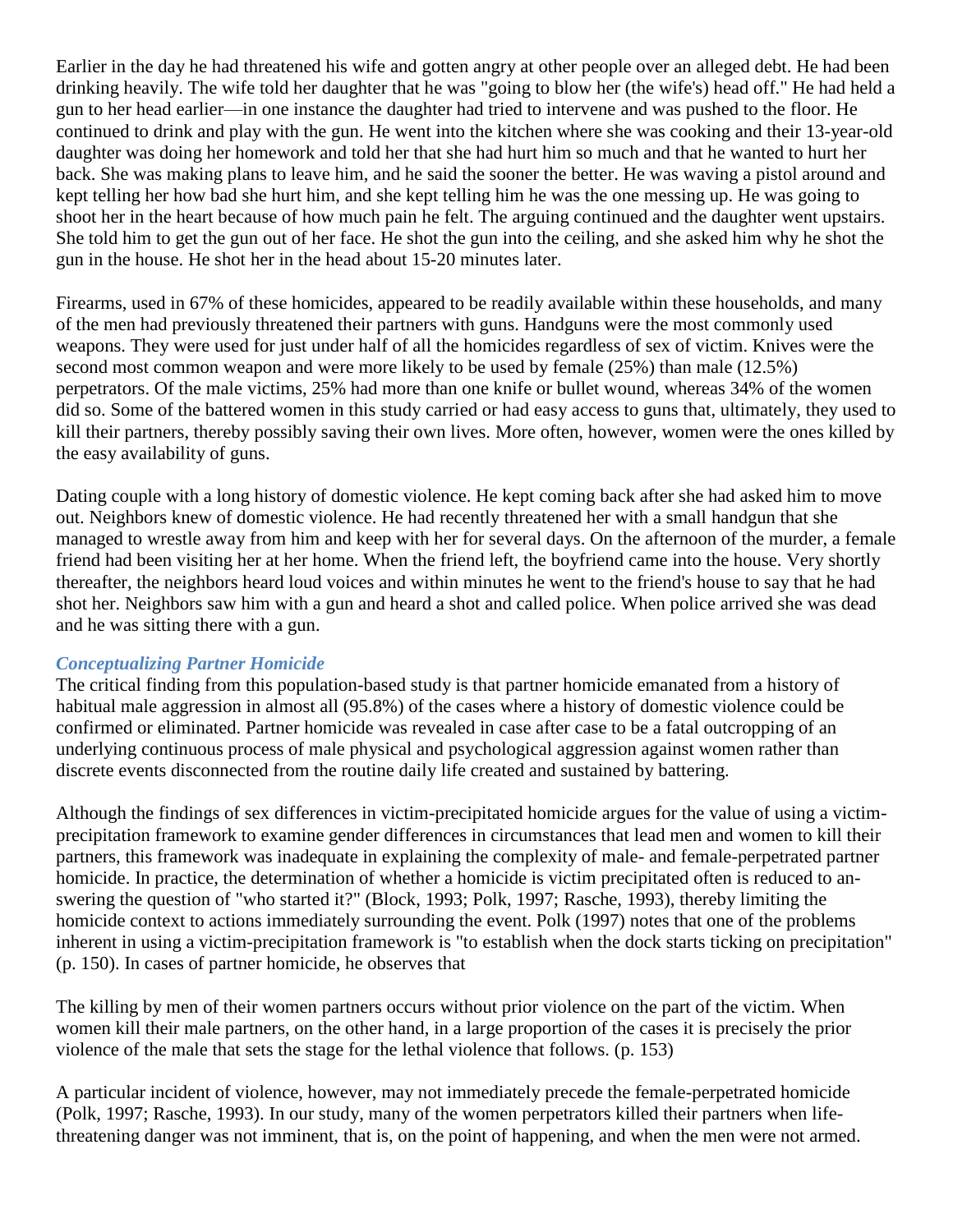Earlier in the day he had threatened his wife and gotten angry at other people over an alleged debt. He had been drinking heavily. The wife told her daughter that he was "going to blow her (the wife's) head off." He had held a gun to her head earlier—in one instance the daughter had tried to intervene and was pushed to the floor. He continued to drink and play with the gun. He went into the kitchen where she was cooking and their 13-year-old daughter was doing her homework and told her that she had hurt him so much and that he wanted to hurt her back. She was making plans to leave him, and he said the sooner the better. He was waving a pistol around and kept telling her how bad she hurt him, and she kept telling him he was the one messing up. He was going to shoot her in the heart because of how much pain he felt. The arguing continued and the daughter went upstairs. She told him to get the gun out of her face. He shot the gun into the ceiling, and she asked him why he shot the gun in the house. He shot her in the head about 15-20 minutes later.

Firearms, used in 67% of these homicides, appeared to be readily available within these households, and many of the men had previously threatened their partners with guns. Handguns were the most commonly used weapons. They were used for just under half of all the homicides regardless of sex of victim. Knives were the second most common weapon and were more likely to be used by female (25%) than male (12.5%) perpetrators. Of the male victims, 25% had more than one knife or bullet wound, whereas 34% of the women did so. Some of the battered women in this study carried or had easy access to guns that, ultimately, they used to kill their partners, thereby possibly saving their own lives. More often, however, women were the ones killed by the easy availability of guns.

Dating couple with a long history of domestic violence. He kept coming back after she had asked him to move out. Neighbors knew of domestic violence. He had recently threatened her with a small handgun that she managed to wrestle away from him and keep with her for several days. On the afternoon of the murder, a female friend had been visiting her at her home. When the friend left, the boyfriend came into the house. Very shortly thereafter, the neighbors heard loud voices and within minutes he went to the friend's house to say that he had shot her. Neighbors saw him with a gun and heard a shot and called police. When police arrived she was dead and he was sitting there with a gun.

### *Conceptualizing Partner Homicide*

The critical finding from this population-based study is that partner homicide emanated from a history of habitual male aggression in almost all (95.8%) of the cases where a history of domestic violence could be confirmed or eliminated. Partner homicide was revealed in case after case to be a fatal outcropping of an underlying continuous process of male physical and psychological aggression against women rather than discrete events disconnected from the routine daily life created and sustained by battering.

Although the findings of sex differences in victim-precipitated homicide argues for the value of using a victim-precipitation framework to examine gender differences in circumstances that lead men and women to kill their partners, this framework was inadequate in explaining the complexity of male- and female-perpetrated partner homicide. In practice, the determination of whether a homicide is victim precipitated often is reduced to answering the question of "who started it?" (Block, 1993; Polk, 1997; Rasche, 1993), thereby limiting the homicide context to actions immediately surrounding the event. Polk (1997) notes that one of the problems inherent in using a victim-precipitation framework is "to establish when the dock starts ticking on precipitation" (p. 150). In cases of partner homicide, he observes that

The killing by men of their women partners occurs without prior violence on the part of the victim. When women kill their male partners, on the other hand, in a large proportion of the cases it is precisely the prior violence of the male that sets the stage for the lethal violence that follows. (p. 153)

A particular incident of violence, however, may not immediately precede the female-perpetrated homicide (Polk, 1997; Rasche, 1993). In our study, many of the women perpetrators killed their partners when life-threatening danger was not imminent, that is, on the point of happening, and when the men were not armed.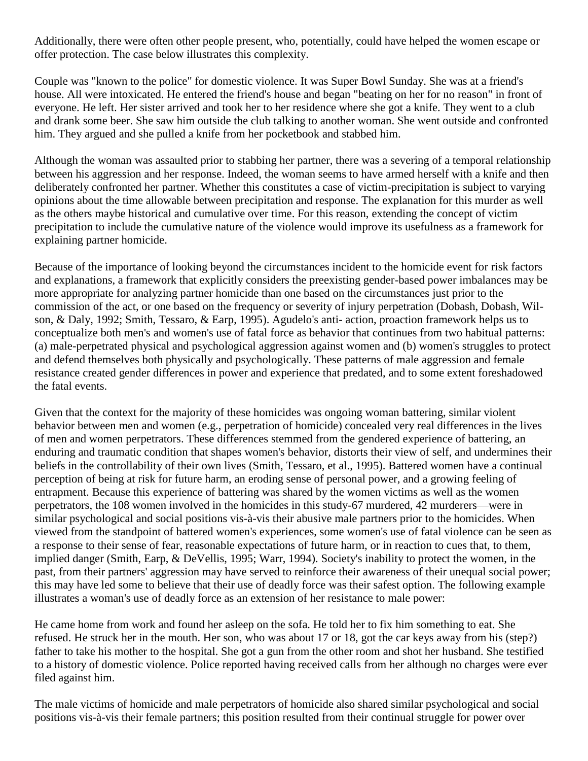Additionally, there were often other people present, who, potentially, could have helped the women escape or offer protection. The case below illustrates this complexity.

Couple was "known to the police" for domestic violence. It was Super Bowl Sunday. She was at a friend's house. All were intoxicated. He entered the friend's house and began "beating on her for no reason" in front of everyone. He left. Her sister arrived and took her to her residence where she got a knife. They went to a club and drank some beer. She saw him outside the club talking to another woman. She went outside and confronted him. They argued and she pulled a knife from her pocketbook and stabbed him.

Although the woman was assaulted prior to stabbing her partner, there was a severing of a temporal relationship between his aggression and her response. Indeed, the woman seems to have armed herself with a knife and then deliberately confronted her partner. Whether this constitutes a case of victim-precipitation is subject to varying opinions about the time allowable between precipitation and response. The explanation for this murder as well as the others maybe historical and cumulative over time. For this reason, extending the concept of victim precipitation to include the cumulative nature of the violence would improve its usefulness as a framework for explaining partner homicide.

Because of the importance of looking beyond the circumstances incident to the homicide event for risk factors and explanations, a framework that explicitly considers the preexisting gender-based power imbalances may be more appropriate for analyzing partner homicide than one based on the circumstances just prior to the commission of the act, or one based on the frequency or severity of injury perpetration (Dobash, Dobash, Wil- son, & Daly, 1992; Smith, Tessaro, & Earp, 1995). Agudelo's anti- action, proaction framework helps us to conceptualize both men's and women's use of fatal force as behavior that continues from two habitual patterns: (a) male-perpetrated physical and psychological aggression against women and (b) women's struggles to protect and defend themselves both physically and psychologically. These patterns of male aggression and female resistance created gender differences in power and experience that predated, and to some extent foreshadowed the fatal events.

Given that the context for the majority of these homicides was ongoing woman battering, similar violent behavior between men and women (e.g., perpetration of homicide) concealed very real differences in the lives of men and women perpetrators. These differences stemmed from the gendered experience of battering, an enduring and traumatic condition that shapes women's behavior, distorts their view of self, and undermines their beliefs in the controllability of their own lives (Smith, Tessaro, et al., 1995). Battered women have a continual perception of being at risk for future harm, an eroding sense of personal power, and a growing feeling of entrapment. Because this experience of battering was shared by the women victims as well as the women perpetrators, the 108 women involved in the homicides in this study-67 murdered, 42 murderers—were in similar psychological and social positions vis-à-vis their abusive male partners prior to the homicides. When viewed from the standpoint of battered women's experiences, some women's use of fatal violence can be seen as a response to their sense of fear, reasonable expectations of future harm, or in reaction to cues that, to them, implied danger (Smith, Earp, & DeVellis, 1995; Warr, 1994). Society's inability to protect the women, in the past, from their partners' aggression may have served to reinforce their awareness of their unequal social power; this may have led some to believe that their use of deadly force was their safest option. The following example illustrates a woman's use of deadly force as an extension of her resistance to male power:

He came home from work and found her asleep on the sofa. He told her to fix him something to eat. She refused. He struck her in the mouth. Her son, who was about 17 or 18, got the car keys away from his (step?) father to take his mother to the hospital. She got a gun from the other room and shot her husband. She testified to a history of domestic violence. Police reported having received calls from her although no charges were ever filed against him.

The male victims of homicide and male perpetrators of homicide also shared similar psychological and social positions vis-à-vis their female partners; this position resulted from their continual struggle for power over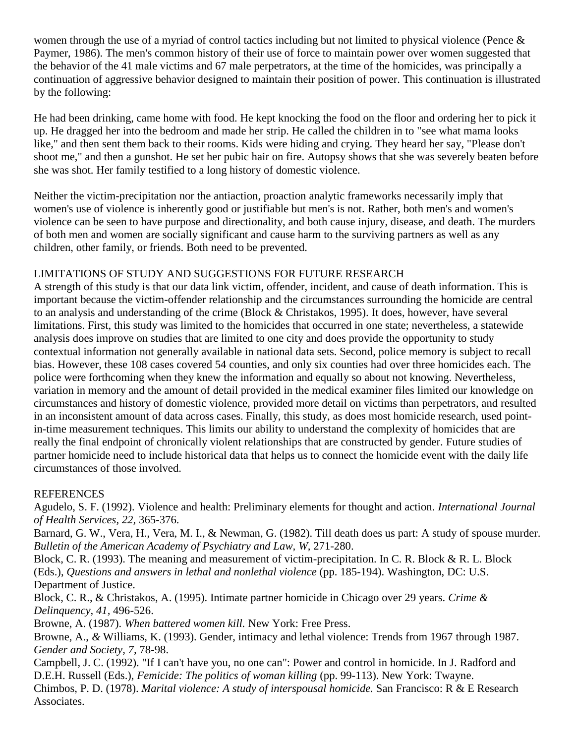women through the use of a myriad of control tactics including but not limited to physical violence (Pence & Paymer, 1986). The men's common history of their use of force to maintain power over women suggested that the behavior of the 41 male victims and 67 male perpetrators, at the time of the homicides, was principally a continuation of aggressive behavior designed to maintain their position of power. This continuation is illustrated by the following:

He had been drinking, came home with food. He kept knocking the food on the floor and ordering her to pick it up. He dragged her into the bedroom and made her strip. He called the children in to "see what mama looks like," and then sent them back to their rooms. Kids were hiding and crying. They heard her say, "Please don't shoot me," and then a gunshot. He set her pubic hair on fire. Autopsy shows that she was severely beaten before she was shot. Her family testified to a long history of domestic violence.

Neither the victim-precipitation nor the antiaction, proaction analytic frameworks necessarily imply that women's use of violence is inherently good or justifiable but men's is not. Rather, both men's and women's violence can be seen to have purpose and directionality, and both cause injury, disease, and death. The murders of both men and women are socially significant and cause harm to the surviving partners as well as any children, other family, or friends. Both need to be prevented.

## LIMITATIONS OF STUDY AND SUGGESTIONS FOR FUTURE RESEARCH

A strength of this study is that our data link victim, offender, incident, and cause of death information. This is important because the victim-offender relationship and the circumstances surrounding the homicide are central to an analysis and understanding of the crime (Block & Christakos, 1995). It does, however, have several limitations. First, this study was limited to the homicides that occurred in one state; nevertheless, a statewide analysis does improve on studies that are limited to one city and does provide the opportunity to study contextual information not generally available in national data sets. Second, police memory is subject to recall bias. However, these 108 cases covered 54 counties, and only six counties had over three homicides each. The police were forthcoming when they knew the information and equally so about not knowing. Nevertheless, variation in memory and the amount of detail provided in the medical examiner files limited our knowledge on circumstances and history of domestic violence, provided more detail on victims than perpetrators, and resulted in an inconsistent amount of data across cases. Finally, this study, as does most homicide research, used point-in-time measurement techniques. This limits our ability to understand the complexity of homicides that are really the final endpoint of chronically violent relationships that are constructed by gender. Future studies of partner homicide need to include historical data that helps us to connect the homicide event with the daily life circumstances of those involved.

## REFERENCES

Agudelo, S. F. (1992). Violence and health: Preliminary elements for thought and action. *International Journal of Health Services, 22,* 365-376.

Barnard, G. W., Vera, H., Vera, M. I., & Newman, G. (1982). Till death does us part: A study of spouse murder. *Bulletin of the American Academy of Psychiatry and Law, W,* 271-280.

Block, C. R. (1993). The meaning and measurement of victim-precipitation. In C. R. Block & R. L. Block (Eds.), *Questions and answers in lethal and nonlethal violence* (pp. 185-194). Washington, DC: U.S. Department of Justice.

Block, C. R., & Christakos, A. (1995). Intimate partner homicide in Chicago over 29 years. *Crime & Delinquency, 41,* 496-526.

Browne, A. (1987). *When battered women kill.* New York: Free Press.

Browne, A., & Williams, K. (1993). Gender, intimacy and lethal violence: Trends from 1967 through 1987. *Gender and Society, 7,* 78-98.

Campbell, J. C. (1992). "If I can't have you, no one can": Power and control in homicide. In J. Radford and D.E.H. Russell (Eds.), *Femicide: The politics of woman killing* (pp. 99-113). New York: Twayne.

Chimbos, P. D. (1978). *Marital violence: A study of interspousal homicide.* San Francisco: R & E Research Associates.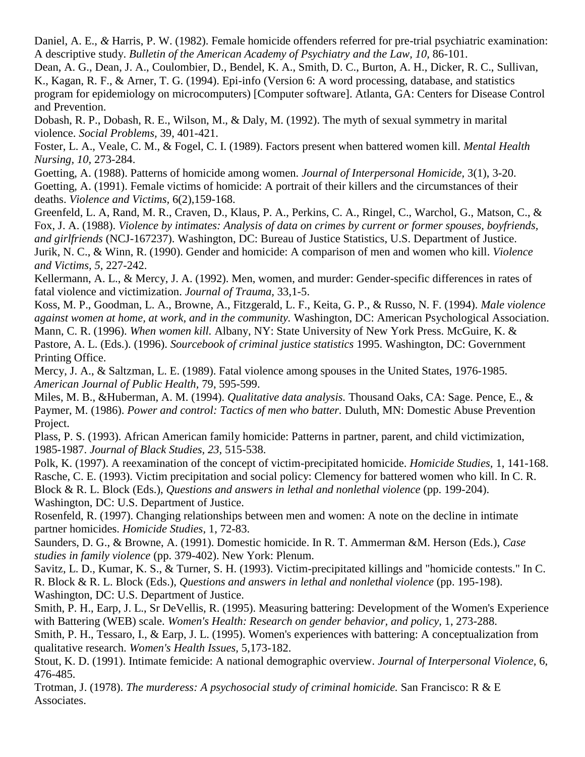Daniel, A. E., & Harris, P. W. (1982). Female homicide offenders referred for pre-trial psychiatric examination: A descriptive study. *Bulletin of the American Academy of Psychiatry and the Law, 10,* 86-101.

Dean, A. G., Dean, J. A., Coulombier, D., Bendel, K. A., Smith, D. C., Burton, A. H., Dicker, R. C., Sullivan, K., Kagan, R. F., & Arner, T. G. (1994). Epi-info (Version 6: A word processing, database, and statistics program for epidemiology on microcomputers) [Computer software]. Atlanta, GA: Centers for Disease Control and Prevention.

Dobash, R. P., Dobash, R. E., Wilson, M., & Daly, M. (1992). The myth of sexual symmetry in marital violence. *Social Problems,* 39, 401-421.

Foster, L. A., Veale, C. M., & Fogel, C. I. (1989). Factors present when battered women kill. *Mental Health Nursing, 10,* 273-284.

Goetting, A. (1988). Patterns of homicide among women. *Journal of Interpersonal Homicide,* 3(1), 3-20.

Goetting, A. (1991). Female victims of homicide: A portrait of their killers and the circumstances of their deaths. *Violence and Victims,* 6(2),159-168.

Greenfeld, L. A, Rand, M. R., Craven, D., Klaus, P. A., Perkins, C. A., Ringel, C., Warchol, G., Matson, C., & Fox, J. A. (1988). *Violence by intimates: Analysis of data on crimes by current or former spouses, boyfriends, and girlfriends* (NCJ-167237). Washington, DC: Bureau of Justice Statistics, U.S. Department of Justice.

Jurik, N. C., & Winn, R. (1990). Gender and homicide: A comparison of men and women who kill. *Violence and Victims, 5,* 227-242.

Kellermann, A. L., & Mercy, J. A. (1992). Men, women, and murder: Gender-specific differences in rates of fatal violence and victimization. *Journal of Trauma,* 33,1-5.

Koss, M. P., Goodman, L. A., Browne, A., Fitzgerald, L. F., Keita, G. P., & Russo, N. F. (1994). *Male violence against women at home, at work, and in the community.* Washington, DC: American Psychological Association.

Mann, C. R. (1996). *When women kill.* Albany, NY: State University of New York Press. McGuire, K. & Pastore, A. L. (Eds.). (1996). *Sourcebook of criminal justice statistics* 1995. Washington, DC: Government Printing Office.

Mercy, J. A., & Saltzman, L. E. (1989). Fatal violence among spouses in the United States, 1976-1985. *American Journal of Public Health,* 79, 595-599.

Miles, M. B., &Huberman, A. M. (1994). *Qualitative data analysis.* Thousand Oaks, CA: Sage. Pence, E., & Paymer, M. (1986). *Power and control: Tactics of men who batter.* Duluth, MN: Domestic Abuse Prevention Project.

Plass, P. S. (1993). African American family homicide: Patterns in partner, parent, and child victimization, 1985-1987. *Journal of Black Studies, 23,* 515-538.

Polk, K. (1997). A reexamination of the concept of victim-precipitated homicide. *Homicide Studies,* 1, 141-168.

Rasche, C. E. (1993). Victim precipitation and social policy: Clemency for battered women who kill. In C. R. Block & R. L. Block (Eds.), *Questions and answers in lethal and nonlethal violence* (pp. 199-204). Washington, DC: U.S. Department of Justice.

Rosenfeld, R. (1997). Changing relationships between men and women: A note on the decline in intimate partner homicides. *Homicide Studies,* 1, 72-83.

Saunders, D. G., & Browne, A. (1991). Domestic homicide. In R. T. Ammerman &M. Herson (Eds.), *Case studies in family violence* (pp. 379-402). New York: Plenum.

Savitz, L. D., Kumar, K. S., & Turner, S. H. (1993). Victim-precipitated killings and "homicide contests." In C. R. Block & R. L. Block (Eds.), *Questions and answers in lethal and nonlethal violence* (pp. 195-198). Washington, DC: U.S. Department of Justice.

Smith, P. H., Earp, J. L., Sr DeVellis, R. (1995). Measuring battering: Development of the Women's Experience with Battering (WEB) scale. *Women's Health: Research on gender behavior, and policy,* 1, 273-288.

Smith, P. H., Tessaro, I., & Earp, J. L. (1995). Women's experiences with battering: A conceptualization from qualitative research. *Women's Health Issues,* 5,173-182.

Stout, K. D. (1991). Intimate femicide: A national demographic overview. *Journal of Interpersonal Violence,* 6, 476-485.

Trotman, J. (1978). *The murderess: A psychosocial study of criminal homicide.* San Francisco: R & E Associates.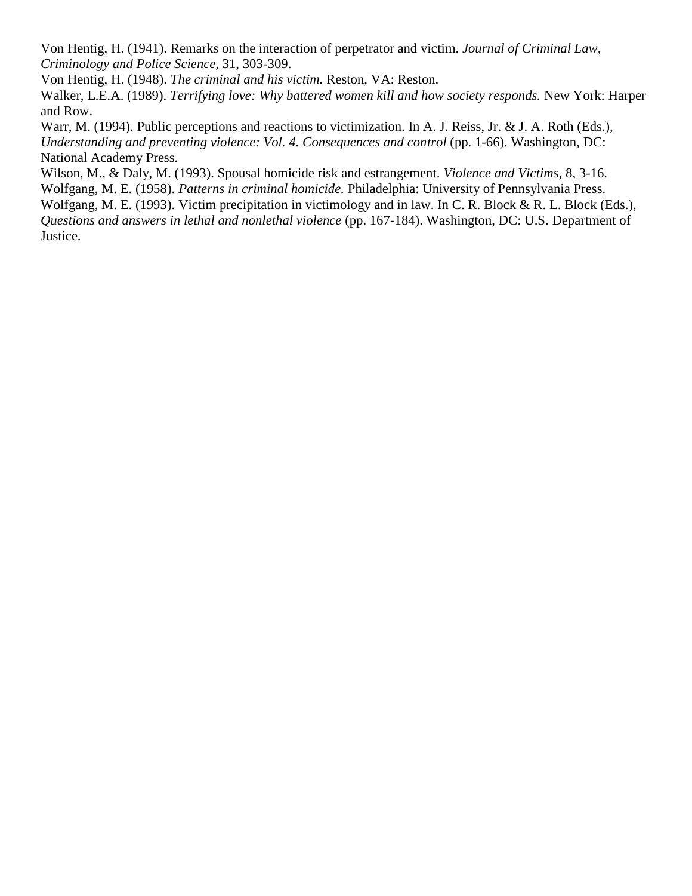Von Hentig, H. (1941). Remarks on the interaction of perpetrator and victim. *Journal of Criminal Law, Criminology and Police Science,* 31, 303-309.

Von Hentig, H. (1948). *The criminal and his victim.* Reston, VA: Reston.

Walker, L.E.A. (1989). *Terrifying love: Why battered women kill and how society responds.* New York: Harper and Row.

Warr, M. (1994). Public perceptions and reactions to victimization. In A. J. Reiss, Jr. & J. A. Roth (Eds.), *Understanding and preventing violence: Vol. 4. Consequences and control* (pp. 1-66). Washington, DC: National Academy Press.

Wilson, M., & Daly, M. (1993). Spousal homicide risk and estrangement. *Violence and Victims,* 8, 3-16.

Wolfgang, M. E. (1958). *Patterns in criminal homicide.* Philadelphia: University of Pennsylvania Press.

Wolfgang, M. E. (1993). Victim precipitation in victimology and in law. In C. R. Block & R. L. Block (Eds.), *Questions and answers in lethal and nonlethal violence* (pp. 167-184). Washington, DC: U.S. Department of Justice.